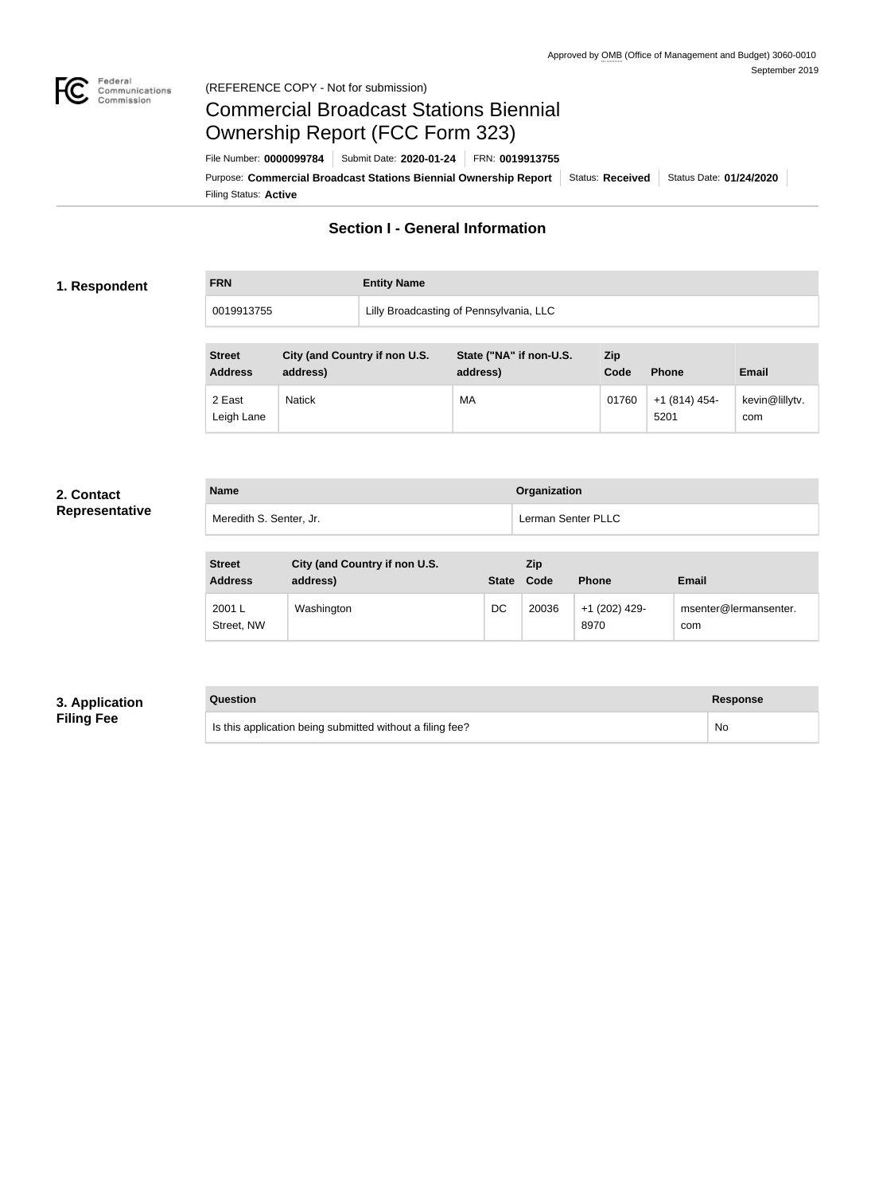Approved by OMB (Office of Management and Budget) 3060-0010
September 2019

(REFERENCE COPY - Not for submission)

# Commercial Broadcast Stations Biennial Ownership Report (FCC Form 323)

File Number: **0000099784** | Submit Date: **2020-01-24** | FRN: **0019913755**

Purpose: **Commercial Broadcast Stations Biennial Ownership Report** | Status: **Received** | Status Date: **01/24/2020**

Filing Status: **Active**

## Section I - General Information

### 1. Respondent

| FRN | Entity Name |
|---|---|
| 0019913755 | Lilly Broadcasting of Pennsylvania, LLC |

| Street Address | City (and Country if non U.S. address) | State ("NA" if non-U.S. address) | Zip Code | Phone | Email |
|---|---|---|---|---|---|
| 2 East Leigh Lane | Natick | MA | 01760 | +1 (814) 454-5201 | kevin@lillytv.com |

### 2. Contact Representative

| Name | Organization |
|---|---|
| Meredith S. Senter, Jr. | Lerman Senter PLLC |

| Street Address | City (and Country if non U.S. address) | State | Zip Code | Phone | Email |
|---|---|---|---|---|---|
| 2001 L Street, NW | Washington | DC | 20036 | +1 (202) 429-8970 | msenter@lermansenter.com |

### 3. Application Filing Fee

| Question | Response |
|---|---|
| Is this application being submitted without a filing fee? | No |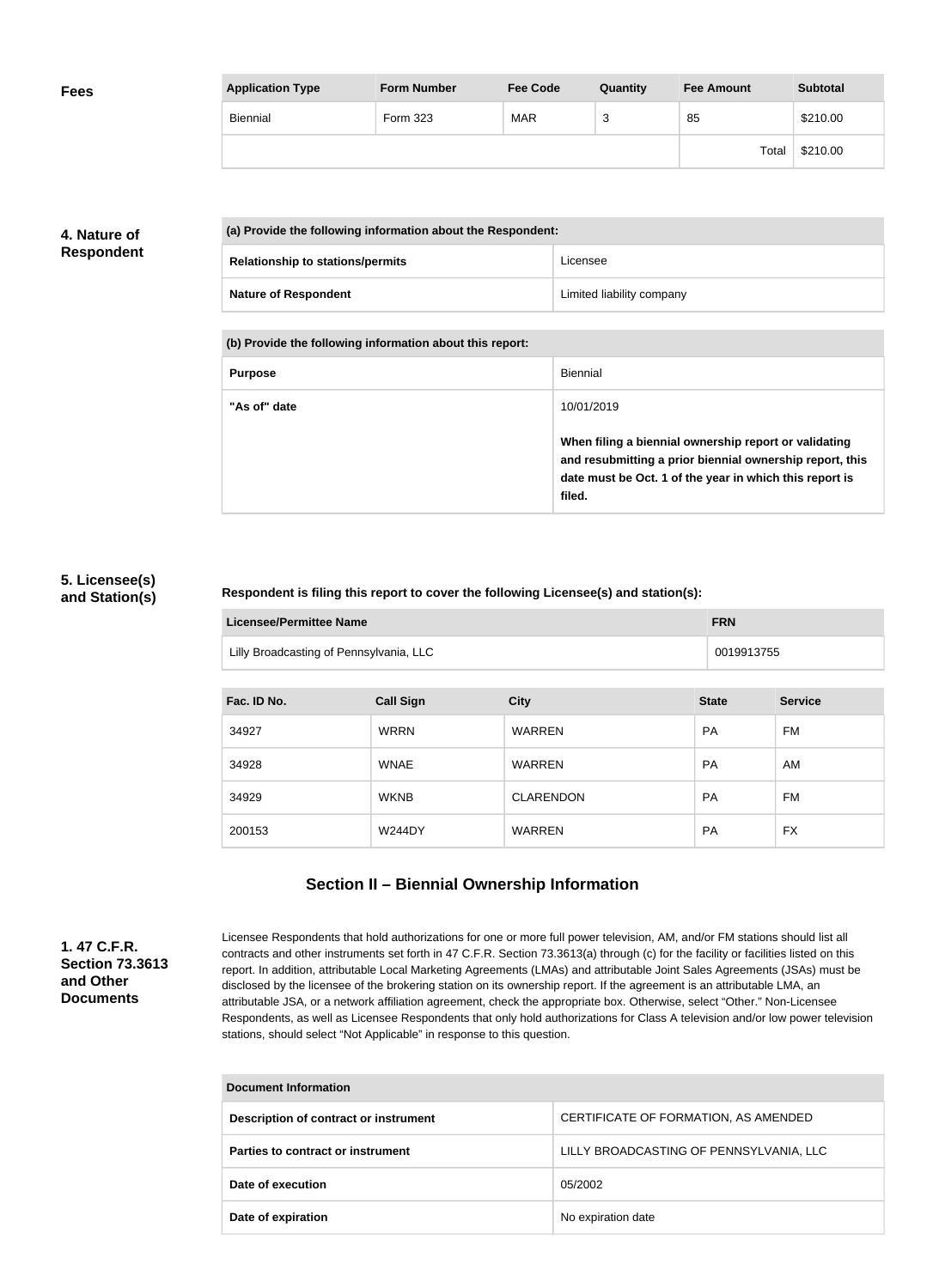**Fees**

| Application Type | Form Number | Fee Code | Quantity | Fee Amount | Subtotal |
| --- | --- | --- | --- | --- | --- |
| Biennial | Form 323 | MAR | 3 | 85 | $210.00 |
| | | | | Total | $210.00 |

**4. Nature of Respondent**

| (a) Provide the following information about the Respondent: | |
| --- | --- |
| Relationship to stations/permits | Licensee |
| Nature of Respondent | Limited liability company |

| (b) Provide the following information about this report: | |
| --- | --- |
| Purpose | Biennial |
| "As of" date | 10/01/2019<br>**When filing a biennial ownership report or validating and resubmitting a prior biennial ownership report, this date must be Oct. 1 of the year in which this report is filed.** |

**5. Licensee(s) and Station(s)**

**Respondent is filing this report to cover the following Licensee(s) and station(s):**

| Licensee/Permittee Name | FRN |
| --- | --- |
| Lilly Broadcasting of Pennsylvania, LLC | 0019913755 |

| Fac. ID No. | Call Sign | City | State | Service |
| --- | --- | --- | --- | --- |
| 34927 | WRRN | WARREN | PA | FM |
| 34928 | WNAE | WARREN | PA | AM |
| 34929 | WKNB | CLARENDON | PA | FM |
| 200153 | W244DY | WARREN | PA | FX |

## Section II – Biennial Ownership Information

**1. 47 C.F.R. Section 73.3613 and Other Documents**

Licensee Respondents that hold authorizations for one or more full power television, AM, and/or FM stations should list all contracts and other instruments set forth in 47 C.F.R. Section 73.3613(a) through (c) for the facility or facilities listed on this report. In addition, attributable Local Marketing Agreements (LMAs) and attributable Joint Sales Agreements (JSAs) must be disclosed by the licensee of the brokering station on its ownership report. If the agreement is an attributable LMA, an attributable JSA, or a network affiliation agreement, check the appropriate box. Otherwise, select "Other." Non-Licensee Respondents, as well as Licensee Respondents that only hold authorizations for Class A television and/or low power television stations, should select "Not Applicable" in response to this question.

| Document Information | |
| --- | --- |
| Description of contract or instrument | CERTIFICATE OF FORMATION, AS AMENDED |
| Parties to contract or instrument | LILLY BROADCASTING OF PENNSYLVANIA, LLC |
| Date of execution | 05/2002 |
| Date of expiration | No expiration date |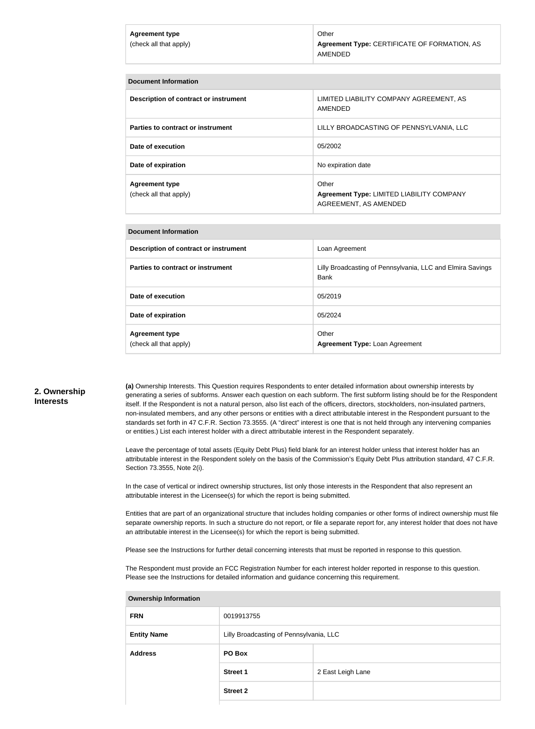| Agreement type (check all that apply) | Other **Agreement Type:** CERTIFICATE OF FORMATION, AS AMENDED |
| --- | --- |

| Document Information | |
| --- | --- |
| **Description of contract or instrument** | LIMITED LIABILITY COMPANY AGREEMENT, AS AMENDED |
| **Parties to contract or instrument** | LILLY BROADCASTING OF PENNSYLVANIA, LLC |
| **Date of execution** | 05/2002 |
| **Date of expiration** | No expiration date |
| **Agreement type** (check all that apply) | Other **Agreement Type:** LIMITED LIABILITY COMPANY AGREEMENT, AS AMENDED |

| Document Information | |
| --- | --- |
| **Description of contract or instrument** | Loan Agreement |
| **Parties to contract or instrument** | Lilly Broadcasting of Pennsylvania, LLC and Elmira Savings Bank |
| **Date of execution** | 05/2019 |
| **Date of expiration** | 05/2024 |
| **Agreement type** (check all that apply) | Other **Agreement Type:** Loan Agreement |

## 2. Ownership Interests

**(a)** Ownership Interests. This Question requires Respondents to enter detailed information about ownership interests by generating a series of subforms. Answer each question on each subform. The first subform listing should be for the Respondent itself. If the Respondent is not a natural person, also list each of the officers, directors, stockholders, non-insulated partners, non-insulated members, and any other persons or entities with a direct attributable interest in the Respondent pursuant to the standards set forth in 47 C.F.R. Section 73.3555. (A "direct" interest is one that is not held through any intervening companies or entities.) List each interest holder with a direct attributable interest in the Respondent separately.

Leave the percentage of total assets (Equity Debt Plus) field blank for an interest holder unless that interest holder has an attributable interest in the Respondent solely on the basis of the Commission's Equity Debt Plus attribution standard, 47 C.F.R. Section 73.3555, Note 2(i).

In the case of vertical or indirect ownership structures, list only those interests in the Respondent that also represent an attributable interest in the Licensee(s) for which the report is being submitted.

Entities that are part of an organizational structure that includes holding companies or other forms of indirect ownership must file separate ownership reports. In such a structure do not report, or file a separate report for, any interest holder that does not have an attributable interest in the Licensee(s) for which the report is being submitted.

Please see the Instructions for further detail concerning interests that must be reported in response to this question.

The Respondent must provide an FCC Registration Number for each interest holder reported in response to this question. Please see the Instructions for detailed information and guidance concerning this requirement.

| Ownership Information | | |
| --- | --- | --- |
| **FRN** | 0019913755 | |
| **Entity Name** | Lilly Broadcasting of Pennsylvania, LLC | |
| **Address** | **PO Box** | |
| | **Street 1** | 2 East Leigh Lane |
| | **Street 2** | |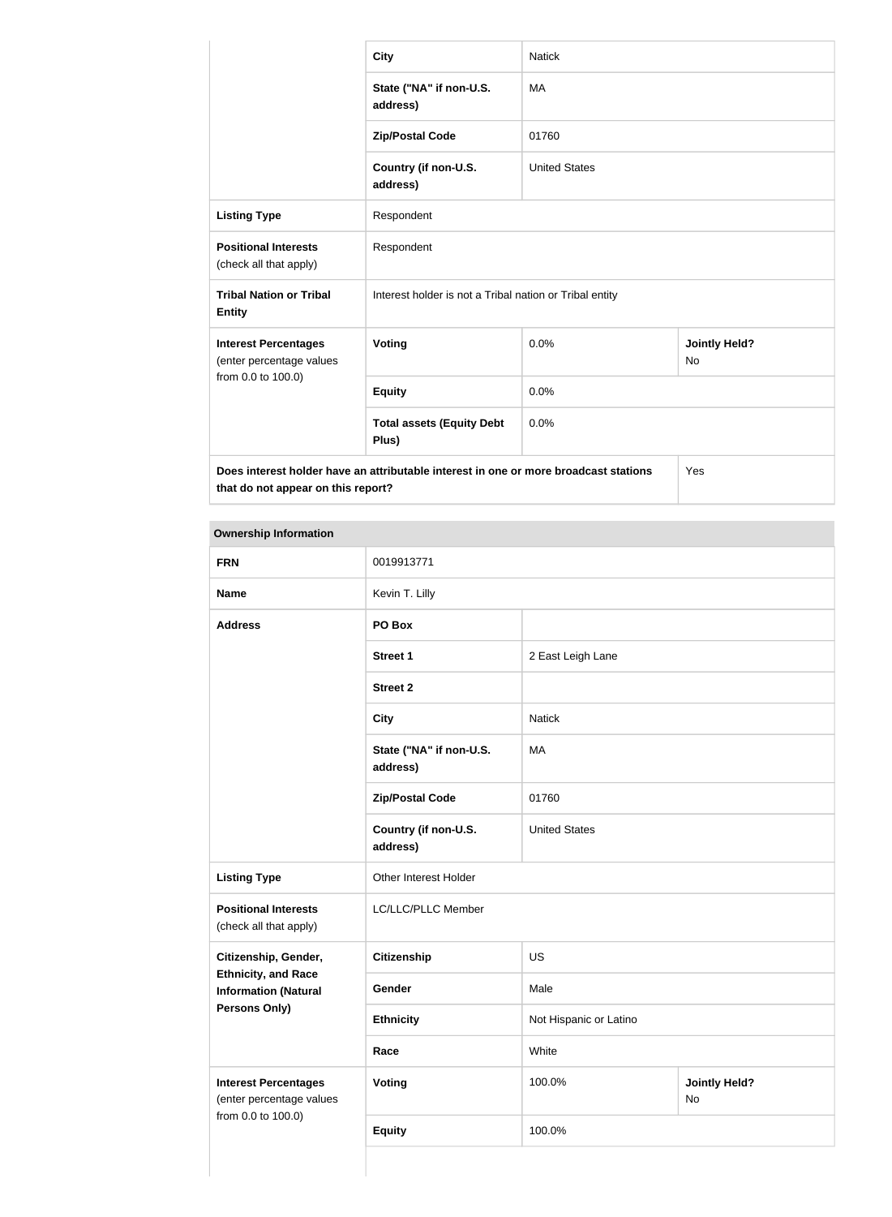| | | | |
|---|---|---|---|
| | **City** | Natick | |
| | **State ("NA" if non-U.S. address)** | MA | |
| | **Zip/Postal Code** | 01760 | |
| | **Country (if non-U.S. address)** | United States | |
| **Listing Type** | Respondent | | |
| **Positional Interests** (check all that apply) | Respondent | | |
| **Tribal Nation or Tribal Entity** | Interest holder is not a Tribal nation or Tribal entity | | |
| **Interest Percentages** (enter percentage values from 0.0 to 100.0) | **Voting** | 0.0% | **Jointly Held?** No |
| | **Equity** | 0.0% | |
| | **Total assets (Equity Debt Plus)** | 0.0% | |
| **Does interest holder have an attributable interest in one or more broadcast stations that do not appear on this report?** | | | Yes |

| **Ownership Information** | | | |
|---|---|---|---|
| **FRN** | 0019913771 | | |
| **Name** | Kevin T. Lilly | | |
| **Address** | **PO Box** | | |
| | **Street 1** | 2 East Leigh Lane | |
| | **Street 2** | | |
| | **City** | Natick | |
| | **State ("NA" if non-U.S. address)** | MA | |
| | **Zip/Postal Code** | 01760 | |
| | **Country (if non-U.S. address)** | United States | |
| **Listing Type** | Other Interest Holder | | |
| **Positional Interests** (check all that apply) | LC/LLC/PLLC Member | | |
| **Citizenship, Gender, Ethnicity, and Race Information (Natural Persons Only)** | **Citizenship** | US | |
| | **Gender** | Male | |
| | **Ethnicity** | Not Hispanic or Latino | |
| | **Race** | White | |
| **Interest Percentages** (enter percentage values from 0.0 to 100.0) | **Voting** | 100.0% | **Jointly Held?** No |
| | **Equity** | 100.0% | |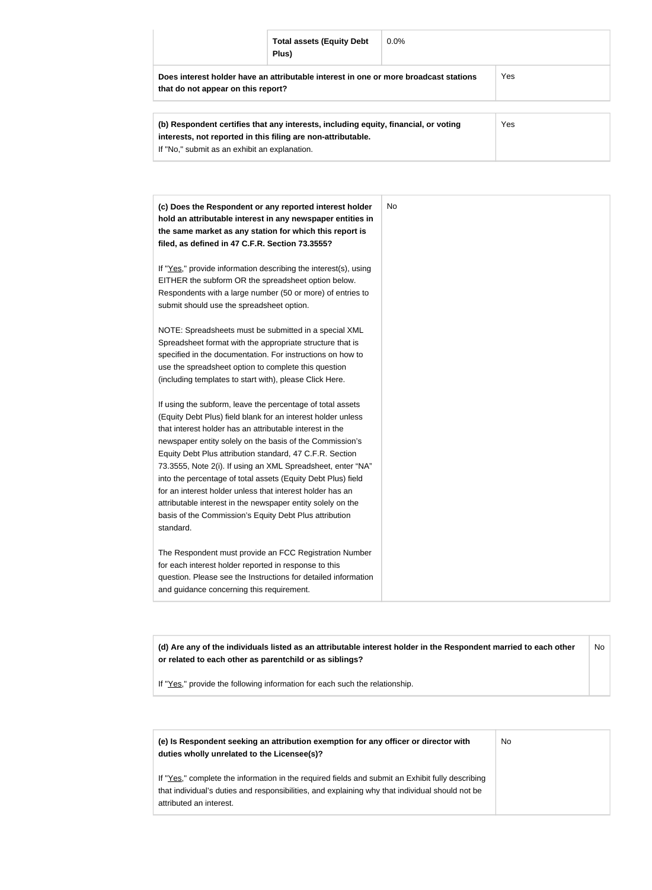| | **Total assets (Equity Debt Plus)** | 0.0% |
|---|---|---|
| **Does interest holder have an attributable interest in one or more broadcast stations that do not appear on this report?** | | Yes |

| **(b) Respondent certifies that any interests, including equity, financial, or voting interests, not reported in this filing are non-attributable.** If "No," submit as an exhibit an explanation. | Yes |
|---|---|

| **(c) Does the Respondent or any reported interest holder hold an attributable interest in any newspaper entities in the same market as any station for which this report is filed, as defined in 47 C.F.R. Section 73.3555?**<br><br>If "Yes," provide information describing the interest(s), using EITHER the subform OR the spreadsheet option below. Respondents with a large number (50 or more) of entries to submit should use the spreadsheet option.<br><br>NOTE: Spreadsheets must be submitted in a special XML Spreadsheet format with the appropriate structure that is specified in the documentation. For instructions on how to use the spreadsheet option to complete this question (including templates to start with), please Click Here.<br><br>If using the subform, leave the percentage of total assets (Equity Debt Plus) field blank for an interest holder unless that interest holder has an attributable interest in the newspaper entity solely on the basis of the Commission's Equity Debt Plus attribution standard, 47 C.F.R. Section 73.3555, Note 2(i). If using an XML Spreadsheet, enter "NA" into the percentage of total assets (Equity Debt Plus) field for an interest holder unless that interest holder has an attributable interest in the newspaper entity solely on the basis of the Commission's Equity Debt Plus attribution standard.<br><br>The Respondent must provide an FCC Registration Number for each interest holder reported in response to this question. Please see the Instructions for detailed information and guidance concerning this requirement. | No |
|---|---|

| **(d) Are any of the individuals listed as an attributable interest holder in the Respondent married to each other or related to each other as parentchild or as siblings?**<br><br>If "Yes," provide the following information for each such the relationship. | No |
|---|---|

| **(e) Is Respondent seeking an attribution exemption for any officer or director with duties wholly unrelated to the Licensee(s)?**<br><br>If "Yes," complete the information in the required fields and submit an Exhibit fully describing that individual's duties and responsibilities, and explaining why that individual should not be attributed an interest. | No |
|---|---|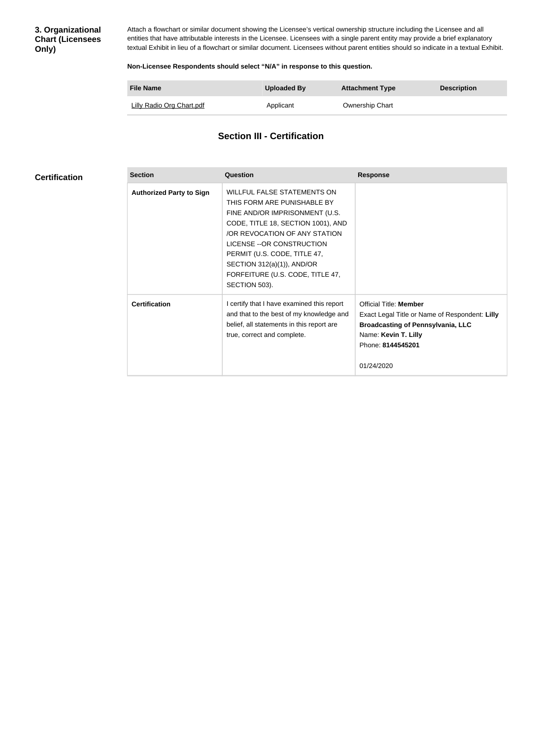### 3. Organizational Chart (Licensees Only)

Attach a flowchart or similar document showing the Licensee's vertical ownership structure including the Licensee and all entities that have attributable interests in the Licensee. Licensees with a single parent entity may provide a brief explanatory textual Exhibit in lieu of a flowchart or similar document. Licensees without parent entities should so indicate in a textual Exhibit.

**Non-Licensee Respondents should select "N/A" in response to this question.**

| File Name | Uploaded By | Attachment Type | Description |
|---|---|---|---|
| Lilly Radio Org Chart.pdf | Applicant | Ownership Chart | |

## Section III - Certification

### Certification

| Section | Question | Response |
|---|---|---|
| **Authorized Party to Sign** | WILLFUL FALSE STATEMENTS ON THIS FORM ARE PUNISHABLE BY FINE AND/OR IMPRISONMENT (U.S. CODE, TITLE 18, SECTION 1001), AND /OR REVOCATION OF ANY STATION LICENSE --OR CONSTRUCTION PERMIT (U.S. CODE, TITLE 47, SECTION 312(a)(1)), AND/OR FORFEITURE (U.S. CODE, TITLE 47, SECTION 503). | |
| **Certification** | I certify that I have examined this report and that to the best of my knowledge and belief, all statements in this report are true, correct and complete. | Official Title: **Member**<br>Exact Legal Title or Name of Respondent: **Lilly Broadcasting of Pennsylvania, LLC**<br>Name: **Kevin T. Lilly**<br>Phone: **8144545201**<br><br>01/24/2020 |